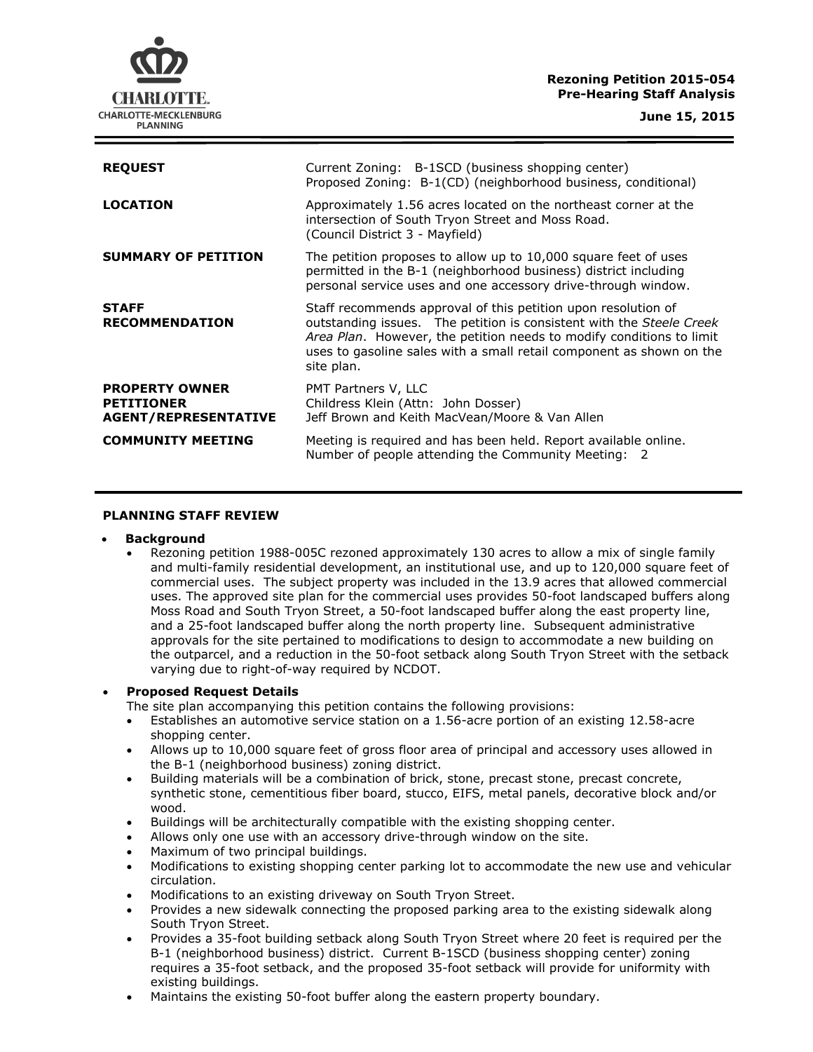**Rezoning Petition 2015-054**
**Pre-Hearing Staff Analysis**

**June 15, 2015**

| | |
|---|---|
| **REQUEST** | Current Zoning: B-1SCD (business shopping center)<br>Proposed Zoning: B-1(CD) (neighborhood business, conditional) |
| **LOCATION** | Approximately 1.56 acres located on the northeast corner at the intersection of South Tryon Street and Moss Road.<br>(Council District 3 - Mayfield) |
| **SUMMARY OF PETITION** | The petition proposes to allow up to 10,000 square feet of uses permitted in the B-1 (neighborhood business) district including personal service uses and one accessory drive-through window. |
| **STAFF RECOMMENDATION** | Staff recommends approval of this petition upon resolution of outstanding issues. The petition is consistent with the *Steele Creek Area Plan*. However, the petition needs to modify conditions to limit uses to gasoline sales with a small retail component as shown on the site plan. |
| **PROPERTY OWNER**<br>**PETITIONER**<br>**AGENT/REPRESENTATIVE** | PMT Partners V, LLC<br>Childress Klein (Attn: John Dosser)<br>Jeff Brown and Keith MacVean/Moore & Van Allen |
| **COMMUNITY MEETING** | Meeting is required and has been held. Report available online.<br>Number of people attending the Community Meeting: 2 |

## PLANNING STAFF REVIEW

- **Background**
  - Rezoning petition 1988-005C rezoned approximately 130 acres to allow a mix of single family and multi-family residential development, an institutional use, and up to 120,000 square feet of commercial uses. The subject property was included in the 13.9 acres that allowed commercial uses. The approved site plan for the commercial uses provides 50-foot landscaped buffers along Moss Road and South Tryon Street, a 50-foot landscaped buffer along the east property line, and a 25-foot landscaped buffer along the north property line. Subsequent administrative approvals for the site pertained to modifications to design to accommodate a new building on the outparcel, and a reduction in the 50-foot setback along South Tryon Street with the setback varying due to right-of-way required by NCDOT.

- **Proposed Request Details**

  The site plan accompanying this petition contains the following provisions:
  - Establishes an automotive service station on a 1.56-acre portion of an existing 12.58-acre shopping center.
  - Allows up to 10,000 square feet of gross floor area of principal and accessory uses allowed in the B-1 (neighborhood business) zoning district.
  - Building materials will be a combination of brick, stone, precast stone, precast concrete, synthetic stone, cementitious fiber board, stucco, EIFS, metal panels, decorative block and/or wood.
  - Buildings will be architecturally compatible with the existing shopping center.
  - Allows only one use with an accessory drive-through window on the site.
  - Maximum of two principal buildings.
  - Modifications to existing shopping center parking lot to accommodate the new use and vehicular circulation.
  - Modifications to an existing driveway on South Tryon Street.
  - Provides a new sidewalk connecting the proposed parking area to the existing sidewalk along South Tryon Street.
  - Provides a 35-foot building setback along South Tryon Street where 20 feet is required per the B-1 (neighborhood business) district. Current B-1SCD (business shopping center) zoning requires a 35-foot setback, and the proposed 35-foot setback will provide for uniformity with existing buildings.
  - Maintains the existing 50-foot buffer along the eastern property boundary.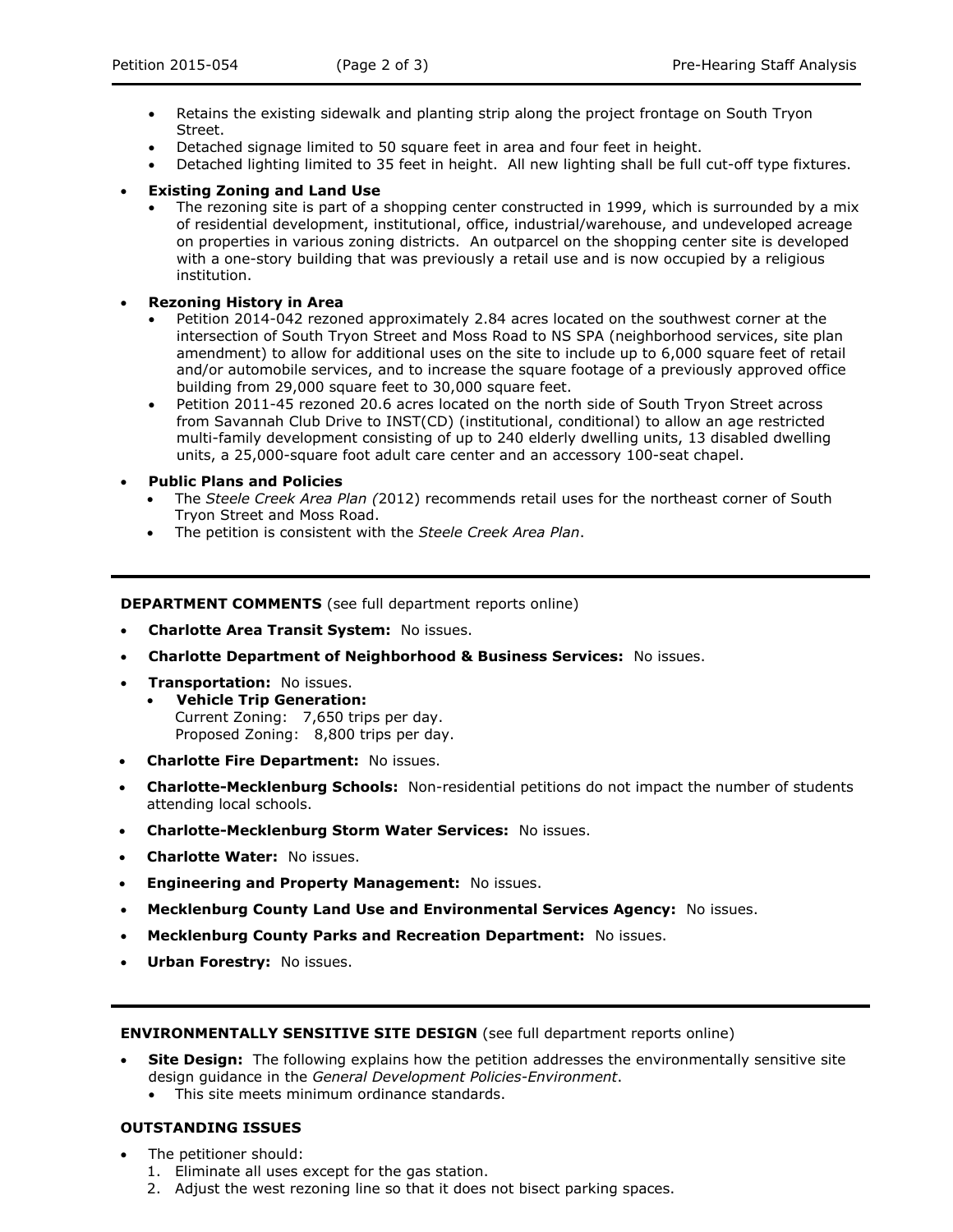- Retains the existing sidewalk and planting strip along the project frontage on South Tryon Street.
- Detached signage limited to 50 square feet in area and four feet in height.
- Detached lighting limited to 35 feet in height. All new lighting shall be full cut-off type fixtures.

- **Existing Zoning and Land Use**
  - The rezoning site is part of a shopping center constructed in 1999, which is surrounded by a mix of residential development, institutional, office, industrial/warehouse, and undeveloped acreage on properties in various zoning districts. An outparcel on the shopping center site is developed with a one-story building that was previously a retail use and is now occupied by a religious institution.

- **Rezoning History in Area**
  - Petition 2014-042 rezoned approximately 2.84 acres located on the southwest corner at the intersection of South Tryon Street and Moss Road to NS SPA (neighborhood services, site plan amendment) to allow for additional uses on the site to include up to 6,000 square feet of retail and/or automobile services, and to increase the square footage of a previously approved office building from 29,000 square feet to 30,000 square feet.
  - Petition 2011-45 rezoned 20.6 acres located on the north side of South Tryon Street across from Savannah Club Drive to INST(CD) (institutional, conditional) to allow an age restricted multi-family development consisting of up to 240 elderly dwelling units, 13 disabled dwelling units, a 25,000-square foot adult care center and an accessory 100-seat chapel.

- **Public Plans and Policies**
  - The *Steele Creek Area Plan (*2012) recommends retail uses for the northeast corner of South Tryon Street and Moss Road.
  - The petition is consistent with the *Steele Creek Area Plan*.

---

**DEPARTMENT COMMENTS** (see full department reports online)

- **Charlotte Area Transit System:** No issues.
- **Charlotte Department of Neighborhood & Business Services:** No issues.
- **Transportation:** No issues.
  - **Vehicle Trip Generation:**
    Current Zoning: 7,650 trips per day.
    Proposed Zoning: 8,800 trips per day.
- **Charlotte Fire Department:** No issues.
- **Charlotte-Mecklenburg Schools:** Non-residential petitions do not impact the number of students attending local schools.
- **Charlotte-Mecklenburg Storm Water Services:** No issues.
- **Charlotte Water:** No issues.
- **Engineering and Property Management:** No issues.
- **Mecklenburg County Land Use and Environmental Services Agency:** No issues.
- **Mecklenburg County Parks and Recreation Department:** No issues.
- **Urban Forestry:** No issues.

---

**ENVIRONMENTALLY SENSITIVE SITE DESIGN** (see full department reports online)

- **Site Design:** The following explains how the petition addresses the environmentally sensitive site design guidance in the *General Development Policies-Environment*.
  - This site meets minimum ordinance standards.

**OUTSTANDING ISSUES**

- The petitioner should:
  1. Eliminate all uses except for the gas station.
  2. Adjust the west rezoning line so that it does not bisect parking spaces.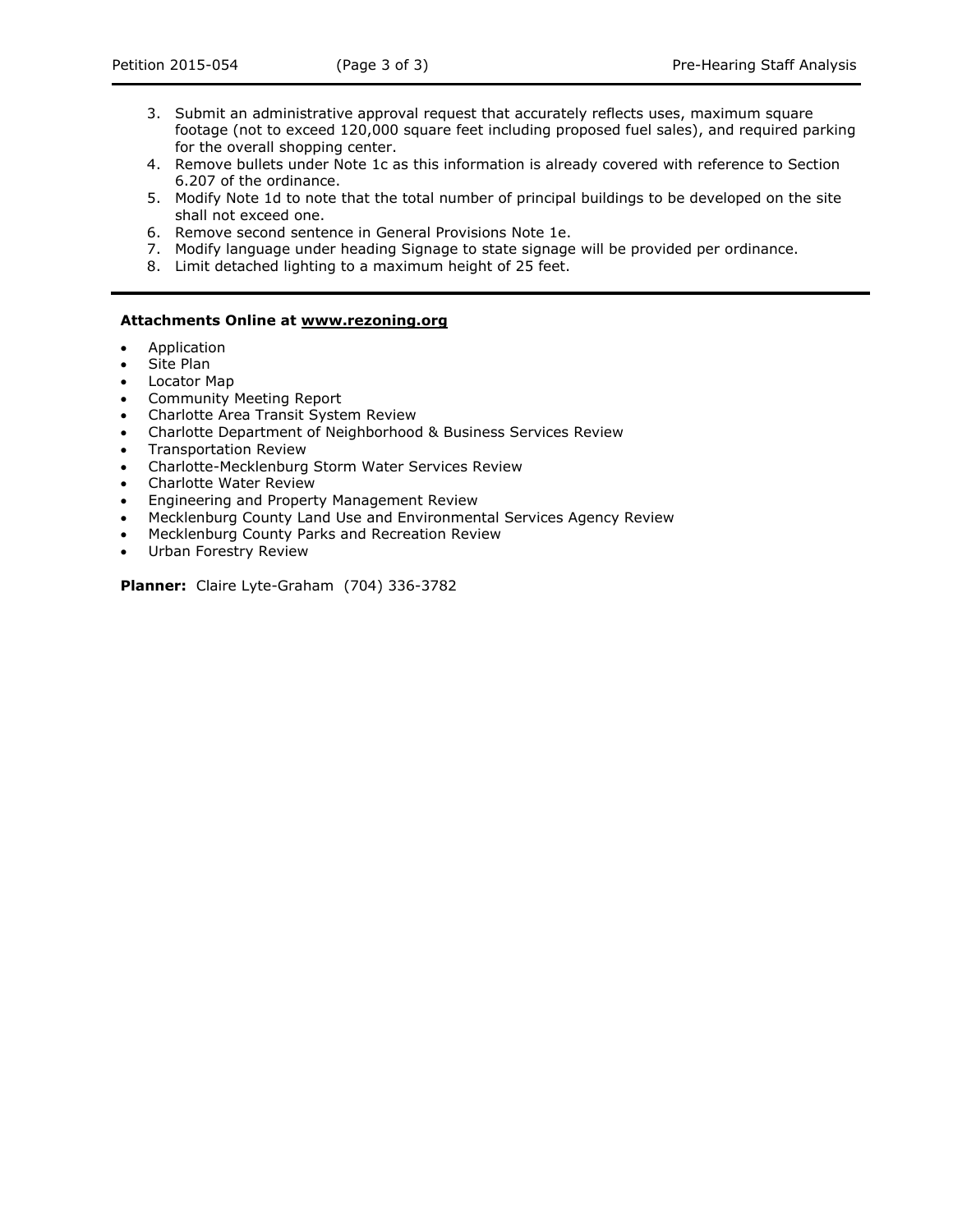3. Submit an administrative approval request that accurately reflects uses, maximum square footage (not to exceed 120,000 square feet including proposed fuel sales), and required parking for the overall shopping center.
4. Remove bullets under Note 1c as this information is already covered with reference to Section 6.207 of the ordinance.
5. Modify Note 1d to note that the total number of principal buildings to be developed on the site shall not exceed one.
6. Remove second sentence in General Provisions Note 1e.
7. Modify language under heading Signage to state signage will be provided per ordinance.
8. Limit detached lighting to a maximum height of 25 feet.

**Attachments Online at www.rezoning.org**

- Application
- Site Plan
- Locator Map
- Community Meeting Report
- Charlotte Area Transit System Review
- Charlotte Department of Neighborhood & Business Services Review
- Transportation Review
- Charlotte-Mecklenburg Storm Water Services Review
- Charlotte Water Review
- Engineering and Property Management Review
- Mecklenburg County Land Use and Environmental Services Agency Review
- Mecklenburg County Parks and Recreation Review
- Urban Forestry Review

**Planner:** Claire Lyte-Graham (704) 336-3782